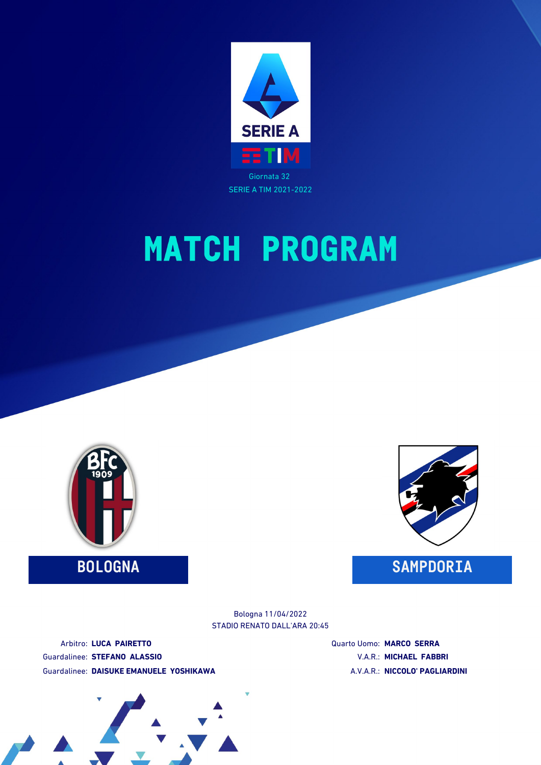SERIE A TIM

Giornata 32

SERIE A TIM 2021-2022

# MATCH PROGRAM

**BOLOGNA**

**SAMPDORIA**

Bologna 11/04/2022

STADIO RENATO DALL'ARA 20:45

Arbitro: **LUCA PAIRETTO**

Guardalinee: **STEFANO ALASSIO**

Guardalinee: **DAISUKE EMANUELE YOSHIKAWA**

Quarto Uomo: **MARCO SERRA**

V.A.R.: **MICHAEL FABBRI**

A.V.A.R.: **NICCOLO' PAGLIARDINI**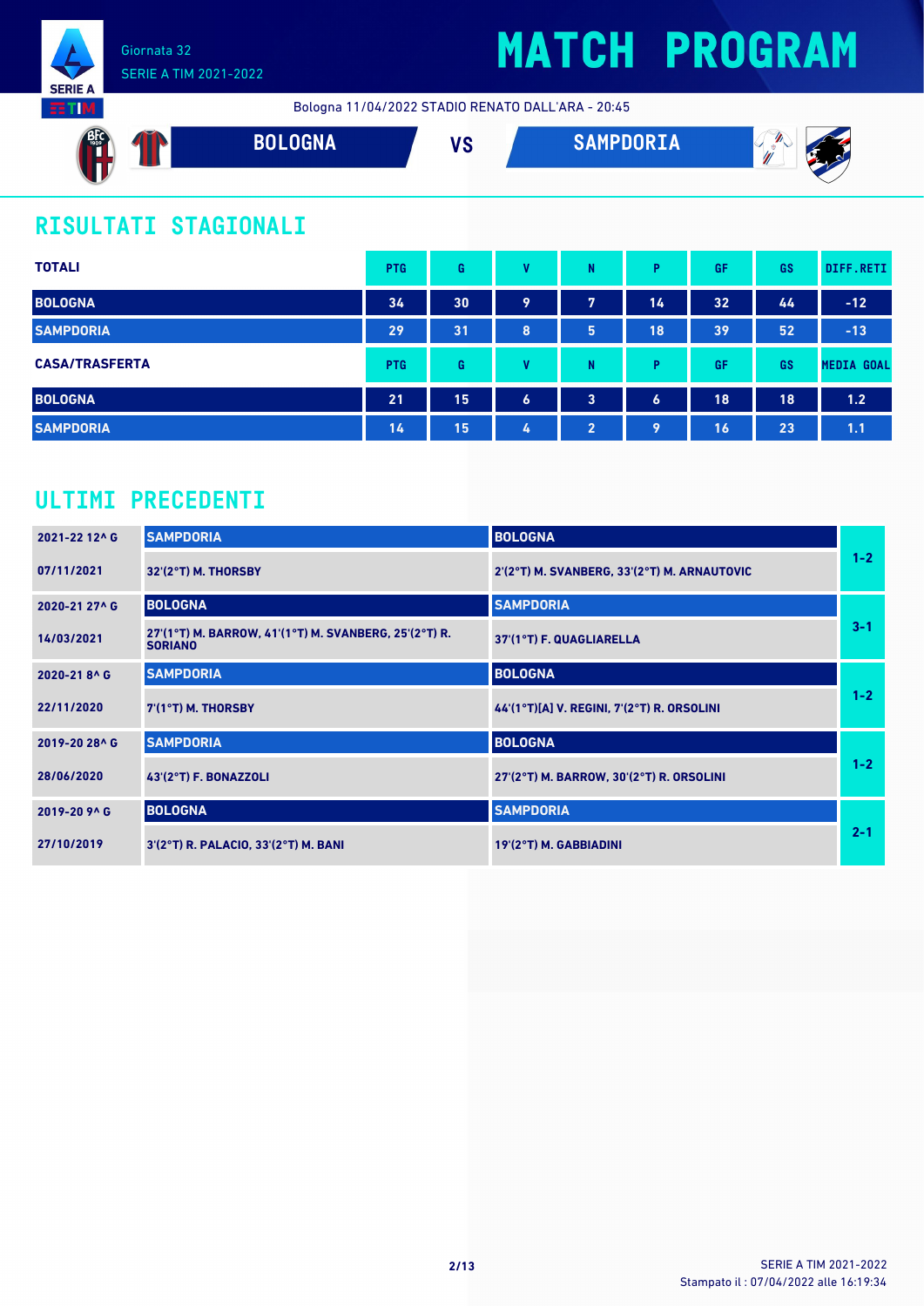Giornata 32
SERIE A TIM 2021-2022

# MATCH PROGRAM

Bologna 11/04/2022 STADIO RENATO DALL'ARA - 20:45

**BOLOGNA** VS **SAMPDORIA**

## RISULTATI STAGIONALI

| TOTALI | PTG | G | V | N | P | GF | GS | DIFF.RETI |
|---|---|---|---|---|---|---|---|---|
| BOLOGNA | 34 | 30 | 9 | 7 | 14 | 32 | 44 | -12 |
| SAMPDORIA | 29 | 31 | 8 | 5 | 18 | 39 | 52 | -13 |

| CASA/TRASFERTA | PTG | G | V | N | P | GF | GS | MEDIA GOAL |
|---|---|---|---|---|---|---|---|---|
| BOLOGNA | 21 | 15 | 6 | 3 | 6 | 18 | 18 | 1.2 |
| SAMPDORIA | 14 | 15 | 4 | 2 | 9 | 16 | 23 | 1.1 |

## ULTIMI PRECEDENTI

| Giornata / Data | Casa | Trasferta | Risultato |
|---|---|---|---|
| 2021-22 12^ G | SAMPDORIA | BOLOGNA | 1-2 |
| 07/11/2021 | 32'(2°T) M. THORSBY | 2'(2°T) M. SVANBERG, 33'(2°T) M. ARNAUTOVIC | |
| 2020-21 27^ G | BOLOGNA | SAMPDORIA | 3-1 |
| 14/03/2021 | 27'(1°T) M. BARROW, 41'(1°T) M. SVANBERG, 25'(2°T) R. SORIANO | 37'(1°T) F. QUAGLIARELLA | |
| 2020-21 8^ G | SAMPDORIA | BOLOGNA | 1-2 |
| 22/11/2020 | 7'(1°T) M. THORSBY | 44'(1°T)[A] V. REGINI, 7'(2°T) R. ORSOLINI | |
| 2019-20 28^ G | SAMPDORIA | BOLOGNA | 1-2 |
| 28/06/2020 | 43'(2°T) F. BONAZZOLI | 27'(2°T) M. BARROW, 30'(2°T) R. ORSOLINI | |
| 2019-20 9^ G | BOLOGNA | SAMPDORIA | 2-1 |
| 27/10/2019 | 3'(2°T) R. PALACIO, 33'(2°T) M. BANI | 19'(2°T) M. GABBIADINI | |

SERIE A TIM 2021-2022
Stampato il : 07/04/2022 alle 16:19:34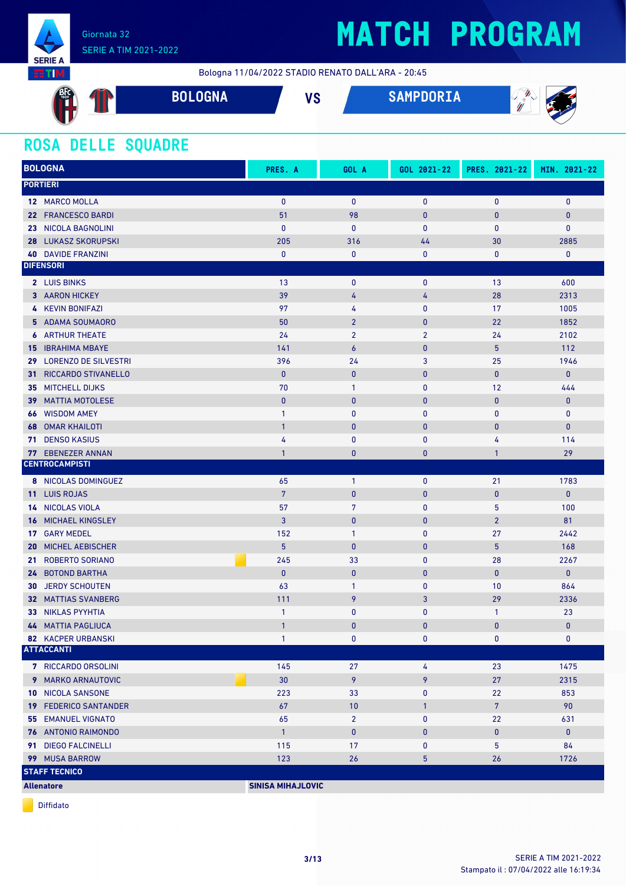# MATCH PROGRAM

Giornata 32
SERIE A TIM 2021-2022

Bologna 11/04/2022 STADIO RENATO DALL'ARA - 20:45

**BOLOGNA** VS **SAMPDORIA**

## ROSA DELLE SQUADRE

| BOLOGNA | PRES. A | GOL A | GOL 2021-22 | PRES. 2021-22 | MIN. 2021-22 |
|---|---|---|---|---|---|
| **PORTIERI** | | | | | |
| 12 MARCO MOLLA | 0 | 0 | 0 | 0 | 0 |
| 22 FRANCESCO BARDI | 51 | 98 | 0 | 0 | 0 |
| 23 NICOLA BAGNOLINI | 0 | 0 | 0 | 0 | 0 |
| 28 LUKASZ SKORUPSKI | 205 | 316 | 44 | 30 | 2885 |
| 40 DAVIDE FRANZINI | 0 | 0 | 0 | 0 | 0 |
| **DIFENSORI** | | | | | |
| 2 LUIS BINKS | 13 | 0 | 0 | 13 | 600 |
| 3 AARON HICKEY | 39 | 4 | 4 | 28 | 2313 |
| 4 KEVIN BONIFAZI | 97 | 4 | 0 | 17 | 1005 |
| 5 ADAMA SOUMAORO | 50 | 2 | 0 | 22 | 1852 |
| 6 ARTHUR THEATE | 24 | 2 | 2 | 24 | 2102 |
| 15 IBRAHIMA MBAYE | 141 | 6 | 0 | 5 | 112 |
| 29 LORENZO DE SILVESTRI | 396 | 24 | 3 | 25 | 1946 |
| 31 RICCARDO STIVANELLO | 0 | 0 | 0 | 0 | 0 |
| 35 MITCHELL DIJKS | 70 | 1 | 0 | 12 | 444 |
| 39 MATTIA MOTOLESE | 0 | 0 | 0 | 0 | 0 |
| 66 WISDOM AMEY | 1 | 0 | 0 | 0 | 0 |
| 68 OMAR KHAILOTI | 1 | 0 | 0 | 0 | 0 |
| 71 DENSO KASIUS | 4 | 0 | 0 | 4 | 114 |
| 77 EBENEZER ANNAN | 1 | 0 | 0 | 1 | 29 |
| **CENTROCAMPISTI** | | | | | |
| 8 NICOLAS DOMINGUEZ | 65 | 1 | 0 | 21 | 1783 |
| 11 LUIS ROJAS | 7 | 0 | 0 | 0 | 0 |
| 14 NICOLAS VIOLA | 57 | 7 | 0 | 5 | 100 |
| 16 MICHAEL KINGSLEY | 3 | 0 | 0 | 2 | 81 |
| 17 GARY MEDEL | 152 | 1 | 0 | 27 | 2442 |
| 20 MICHEL AEBISCHER | 5 | 0 | 0 | 5 | 168 |
| 21 ROBERTO SORIANO (Diffidato) | 245 | 33 | 0 | 28 | 2267 |
| 24 BOTOND BARTHA | 0 | 0 | 0 | 0 | 0 |
| 30 JERDY SCHOUTEN | 63 | 1 | 0 | 10 | 864 |
| 32 MATTIAS SVANBERG | 111 | 9 | 3 | 29 | 2336 |
| 33 NIKLAS PYYHTIA | 1 | 0 | 0 | 1 | 23 |
| 44 MATTIA PAGLIUCA | 1 | 0 | 0 | 0 | 0 |
| 82 KACPER URBANSKI | 1 | 0 | 0 | 0 | 0 |
| **ATTACCANTI** | | | | | |
| 7 RICCARDO ORSOLINI | 145 | 27 | 4 | 23 | 1475 |
| 9 MARKO ARNAUTOVIC (Diffidato) | 30 | 9 | 9 | 27 | 2315 |
| 10 NICOLA SANSONE | 223 | 33 | 0 | 22 | 853 |
| 19 FEDERICO SANTANDER | 67 | 10 | 1 | 7 | 90 |
| 55 EMANUEL VIGNATO | 65 | 2 | 0 | 22 | 631 |
| 76 ANTONIO RAIMONDO | 1 | 0 | 0 | 0 | 0 |
| 91 DIEGO FALCINELLI | 115 | 17 | 0 | 5 | 84 |
| 99 MUSA BARROW | 123 | 26 | 5 | 26 | 1726 |
| **STAFF TECNICO** | | | | | |
| **Allenatore** | **SINISA MIHAJLOVIC** | | | | |

Diffidato

Stampato il : 07/04/2022 alle 16:19:34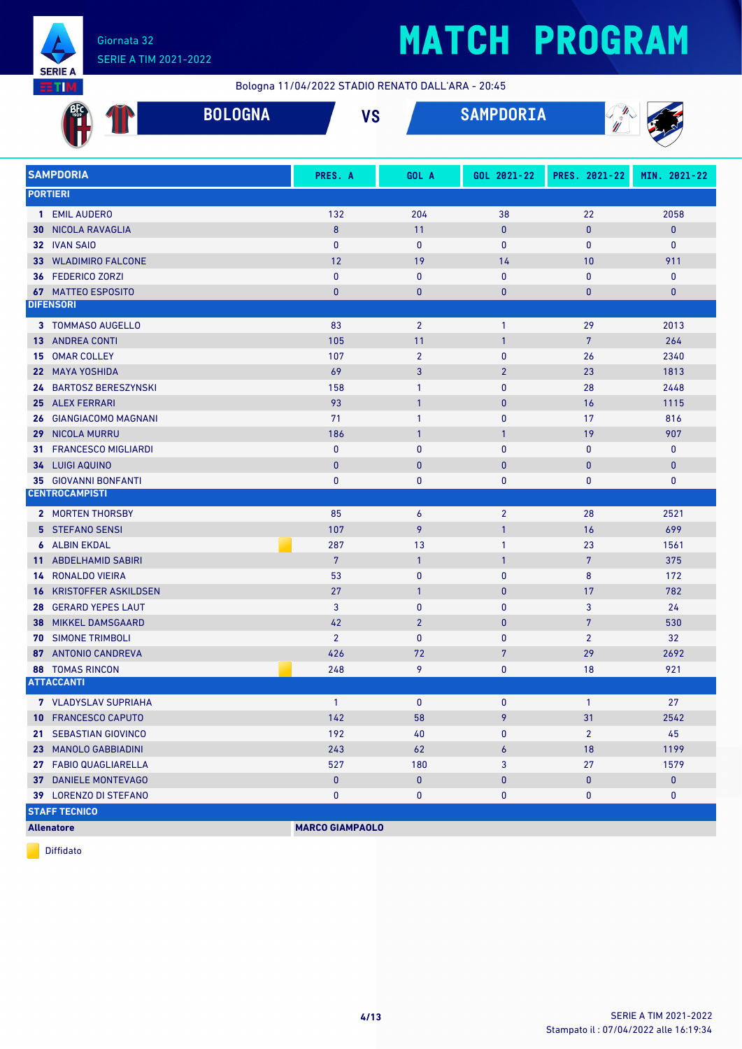# MATCH PROGRAM

Giornata 32
SERIE A TIM 2021-2022

Bologna 11/04/2022 STADIO RENATO DALL'ARA - 20:45

**BOLOGNA** VS **SAMPDORIA**

| SAMPDORIA | PRES. A | GOL A | GOL 2021-22 | PRES. 2021-22 | MIN. 2021-22 |
|---|---|---|---|---|---|
| **PORTIERI** | | | | | |
| 1 EMIL AUDERO | 132 | 204 | 38 | 22 | 2058 |
| 30 NICOLA RAVAGLIA | 8 | 11 | 0 | 0 | 0 |
| 32 IVAN SAIO | 0 | 0 | 0 | 0 | 0 |
| 33 WLADIMIRO FALCONE | 12 | 19 | 14 | 10 | 911 |
| 36 FEDERICO ZORZI | 0 | 0 | 0 | 0 | 0 |
| 67 MATTEO ESPOSITO | 0 | 0 | 0 | 0 | 0 |
| **DIFENSORI** | | | | | |
| 3 TOMMASO AUGELLO | 83 | 2 | 1 | 29 | 2013 |
| 13 ANDREA CONTI | 105 | 11 | 1 | 7 | 264 |
| 15 OMAR COLLEY | 107 | 2 | 0 | 26 | 2340 |
| 22 MAYA YOSHIDA | 69 | 3 | 2 | 23 | 1813 |
| 24 BARTOSZ BERESZYNSKI | 158 | 1 | 0 | 28 | 2448 |
| 25 ALEX FERRARI | 93 | 1 | 0 | 16 | 1115 |
| 26 GIANGIACOMO MAGNANI | 71 | 1 | 0 | 17 | 816 |
| 29 NICOLA MURRU | 186 | 1 | 1 | 19 | 907 |
| 31 FRANCESCO MIGLIARDI | 0 | 0 | 0 | 0 | 0 |
| 34 LUIGI AQUINO | 0 | 0 | 0 | 0 | 0 |
| 35 GIOVANNI BONFANTI | 0 | 0 | 0 | 0 | 0 |
| **CENTROCAMPISTI** | | | | | |
| 2 MORTEN THORSBY | 85 | 6 | 2 | 28 | 2521 |
| 5 STEFANO SENSI | 107 | 9 | 1 | 16 | 699 |
| 6 ALBIN EKDAL (Diffidato) | 287 | 13 | 1 | 23 | 1561 |
| 11 ABDELHAMID SABIRI | 7 | 1 | 1 | 7 | 375 |
| 14 RONALDO VIEIRA | 53 | 0 | 0 | 8 | 172 |
| 16 KRISTOFFER ASKILDSEN | 27 | 1 | 0 | 17 | 782 |
| 28 GERARD YEPES LAUT | 3 | 0 | 0 | 3 | 24 |
| 38 MIKKEL DAMSGAARD | 42 | 2 | 0 | 7 | 530 |
| 70 SIMONE TRIMBOLI | 2 | 0 | 0 | 2 | 32 |
| 87 ANTONIO CANDREVA | 426 | 72 | 7 | 29 | 2692 |
| 88 TOMAS RINCON (Diffidato) | 248 | 9 | 0 | 18 | 921 |
| **ATTACCANTI** | | | | | |
| 7 VLADYSLAV SUPRIAHA | 1 | 0 | 0 | 1 | 27 |
| 10 FRANCESCO CAPUTO | 142 | 58 | 9 | 31 | 2542 |
| 21 SEBASTIAN GIOVINCO | 192 | 40 | 0 | 2 | 45 |
| 23 MANOLO GABBIADINI | 243 | 62 | 6 | 18 | 1199 |
| 27 FABIO QUAGLIARELLA | 527 | 180 | 3 | 27 | 1579 |
| 37 DANIELE MONTEVAGO | 0 | 0 | 0 | 0 | 0 |
| 39 LORENZO DI STEFANO | 0 | 0 | 0 | 0 | 0 |
| **STAFF TECNICO** | | | | | |
| **Allenatore** | **MARCO GIAMPAOLO** | | | | |

Diffidato

SERIE A TIM 2021-2022
Stampato il : 07/04/2022 alle 16:19:34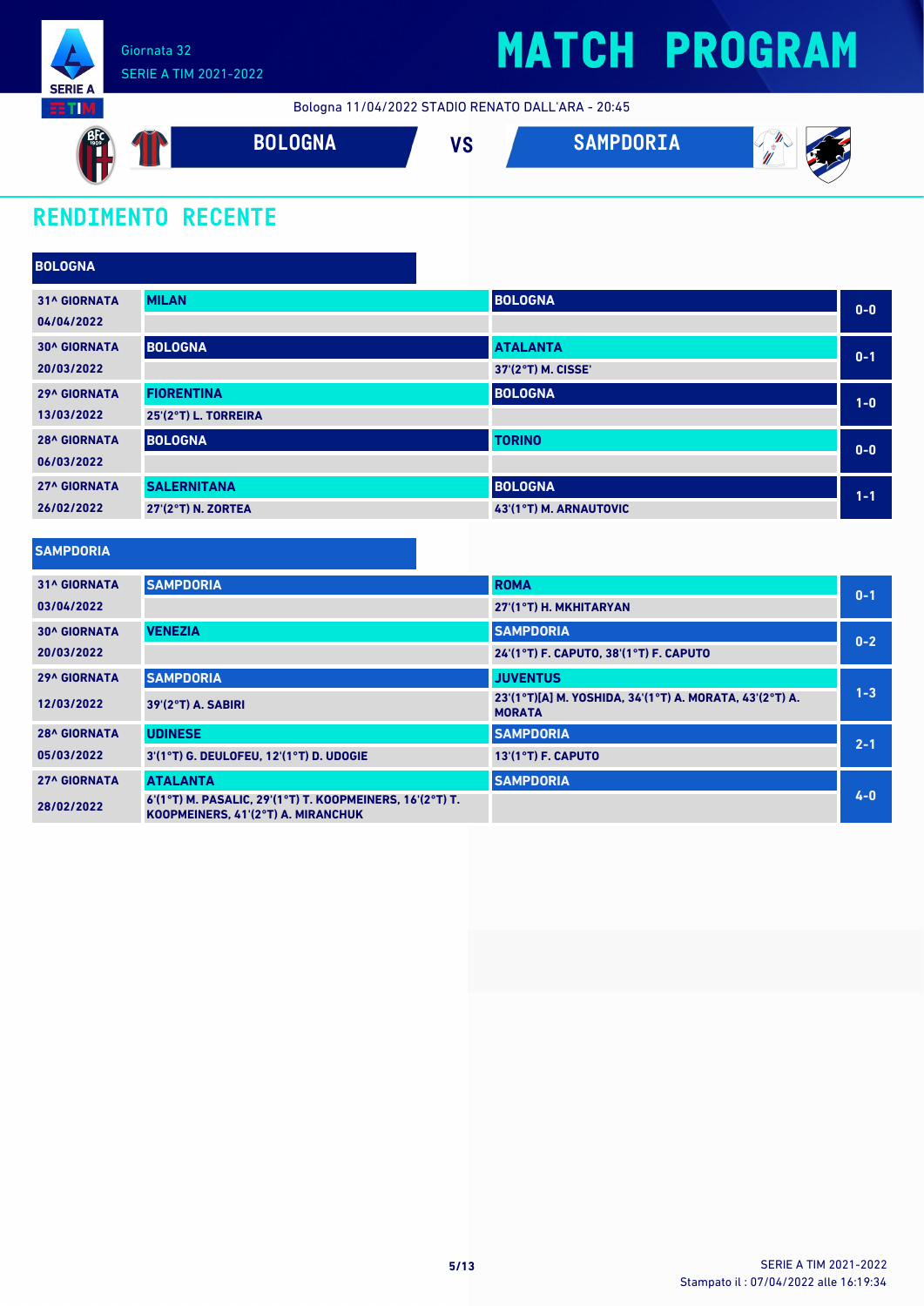Giornata 32
SERIE A TIM 2021-2022

# MATCH PROGRAM

Bologna 11/04/2022 STADIO RENATO DALL'ARA - 20:45

**BOLOGNA** VS **SAMPDORIA**

## RENDIMENTO RECENTE

### BOLOGNA

| Giornata | Casa | Ospite | Risultato |
|---|---|---|---|
| 31^ GIORNATA 04/04/2022 | MILAN | BOLOGNA | 0-0 |
| 30^ GIORNATA 20/03/2022 | BOLOGNA | ATALANTA<br>37'(2°T) M. CISSE' | 0-1 |
| 29^ GIORNATA 13/03/2022 | FIORENTINA<br>25'(2°T) L. TORREIRA | BOLOGNA | 1-0 |
| 28^ GIORNATA 06/03/2022 | BOLOGNA | TORINO | 0-0 |
| 27^ GIORNATA 26/02/2022 | SALERNITANA<br>27'(2°T) N. ZORTEA | BOLOGNA<br>43'(1°T) M. ARNAUTOVIC | 1-1 |

### SAMPDORIA

| Giornata | Casa | Ospite | Risultato |
|---|---|---|---|
| 31^ GIORNATA 03/04/2022 | SAMPDORIA | ROMA<br>27'(1°T) H. MKHITARYAN | 0-1 |
| 30^ GIORNATA 20/03/2022 | VENEZIA | SAMPDORIA<br>24'(1°T) F. CAPUTO, 38'(1°T) F. CAPUTO | 0-2 |
| 29^ GIORNATA 12/03/2022 | SAMPDORIA<br>39'(2°T) A. SABIRI | JUVENTUS<br>23'(1°T)[A] M. YOSHIDA, 34'(1°T) A. MORATA, 43'(2°T) A. MORATA | 1-3 |
| 28^ GIORNATA 05/03/2022 | UDINESE<br>3'(1°T) G. DEULOFEU, 12'(1°T) D. UDOGIE | SAMPDORIA<br>13'(1°T) F. CAPUTO | 2-1 |
| 27^ GIORNATA 28/02/2022 | ATALANTA<br>6'(1°T) M. PASALIC, 29'(1°T) T. KOOPMEINERS, 16'(2°T) T. KOOPMEINERS, 41'(2°T) A. MIRANCHUK | SAMPDORIA | 4-0 |

SERIE A TIM 2021-2022
Stampato il : 07/04/2022 alle 16:19:34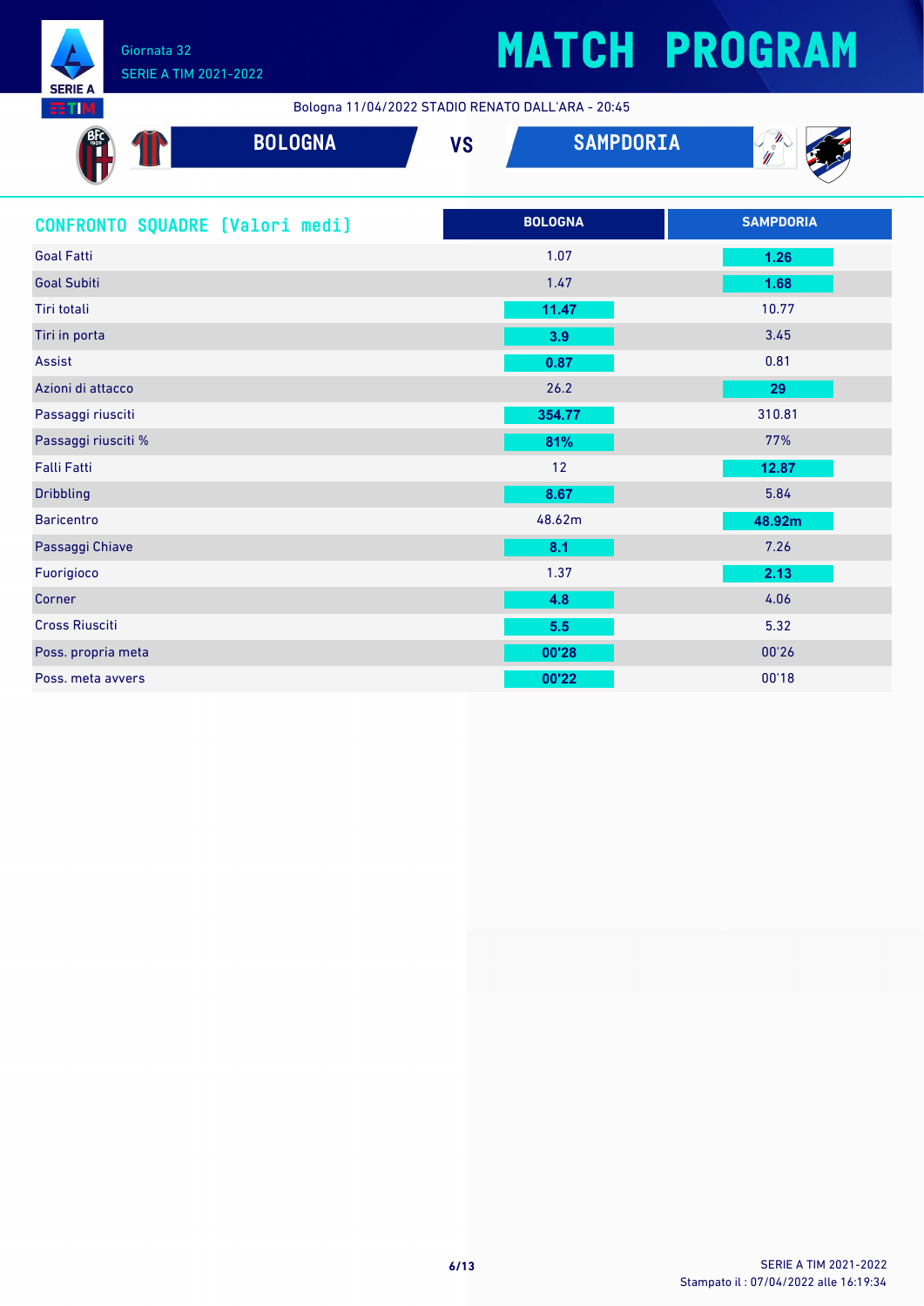Giornata 32
SERIE A TIM 2021-2022

# MATCH PROGRAM

Bologna 11/04/2022 STADIO RENATO DALL'ARA - 20:45

**BOLOGNA** VS **SAMPDORIA**

## CONFRONTO SQUADRE (Valori medi)

| | BOLOGNA | SAMPDORIA |
|---|---|---|
| Goal Fatti | 1.07 | **1.26** |
| Goal Subiti | 1.47 | **1.68** |
| Tiri totali | **11.47** | 10.77 |
| Tiri in porta | **3.9** | 3.45 |
| Assist | **0.87** | 0.81 |
| Azioni di attacco | 26.2 | **29** |
| Passaggi riusciti | **354.77** | 310.81 |
| Passaggi riusciti % | **81%** | 77% |
| Falli Fatti | 12 | **12.87** |
| Dribbling | **8.67** | 5.84 |
| Baricentro | 48.62m | **48.92m** |
| Passaggi Chiave | **8.1** | 7.26 |
| Fuorigioco | 1.37 | **2.13** |
| Corner | **4.8** | 4.06 |
| Cross Riusciti | **5.5** | 5.32 |
| Poss. propria meta | **00'28** | 00'26 |
| Poss. meta avvers | **00'22** | 00'18 |

SERIE A TIM 2021-2022
Stampato il : 07/04/2022 alle 16:19:34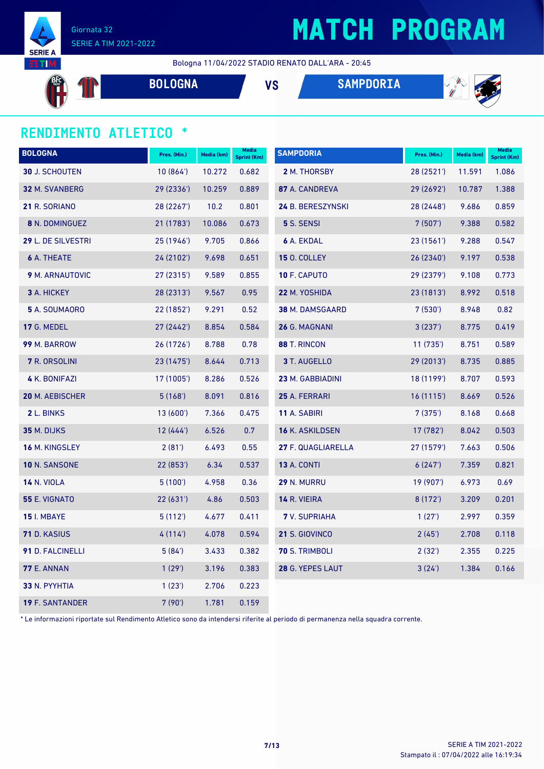Giornata 32
SERIE A TIM 2021-2022

# MATCH PROGRAM

Bologna 11/04/2022 STADIO RENATO DALL'ARA - 20:45

**BOLOGNA** VS **SAMPDORIA**

## RENDIMENTO ATLETICO *

| BOLOGNA | Pres. (Min.) | Media (km) | Media Sprint (Km) |
|---|---|---|---|
| **30** J. SCHOUTEN | 10 (864') | 10.272 | 0.682 |
| **32** M. SVANBERG | 29 (2336') | 10.259 | 0.889 |
| **21** R. SORIANO | 28 (2267') | 10.2 | 0.801 |
| **8** N. DOMINGUEZ | 21 (1783') | 10.086 | 0.673 |
| **29** L. DE SILVESTRI | 25 (1946') | 9.705 | 0.866 |
| **6** A. THEATE | 24 (2102') | 9.698 | 0.651 |
| **9** M. ARNAUTOVIC | 27 (2315') | 9.589 | 0.855 |
| **3** A. HICKEY | 28 (2313') | 9.567 | 0.95 |
| **5** A. SOUMAORO | 22 (1852') | 9.291 | 0.52 |
| **17** G. MEDEL | 27 (2442') | 8.854 | 0.584 |
| **99** M. BARROW | 26 (1726') | 8.788 | 0.78 |
| **7** R. ORSOLINI | 23 (1475') | 8.644 | 0.713 |
| **4** K. BONIFAZI | 17 (1005') | 8.286 | 0.526 |
| **20** M. AEBISCHER | 5 (168') | 8.091 | 0.816 |
| **2** L. BINKS | 13 (600') | 7.366 | 0.475 |
| **35** M. DIJKS | 12 (444') | 6.526 | 0.7 |
| **16** M. KINGSLEY | 2 (81') | 6.493 | 0.55 |
| **10** N. SANSONE | 22 (853') | 6.34 | 0.537 |
| **14** N. VIOLA | 5 (100') | 4.958 | 0.36 |
| **55** E. VIGNATO | 22 (631') | 4.86 | 0.503 |
| **15** I. MBAYE | 5 (112') | 4.677 | 0.411 |
| **71** D. KASIUS | 4 (114') | 4.078 | 0.594 |
| **91** D. FALCINELLI | 5 (84') | 3.433 | 0.382 |
| **77** E. ANNAN | 1 (29') | 3.196 | 0.383 |
| **33** N. PYYHTIA | 1 (23') | 2.706 | 0.223 |
| **19** F. SANTANDER | 7 (90') | 1.781 | 0.159 |

| SAMPDORIA | Pres. (Min.) | Media (km) | Media Sprint (Km) |
|---|---|---|---|
| **2** M. THORSBY | 28 (2521') | 11.591 | 1.086 |
| **87** A. CANDREVA | 29 (2692') | 10.787 | 1.388 |
| **24** B. BERESZYNSKI | 28 (2448') | 9.686 | 0.859 |
| **5** S. SENSI | 7 (507') | 9.388 | 0.582 |
| **6** A. EKDAL | 23 (1561') | 9.288 | 0.547 |
| **15** O. COLLEY | 26 (2340') | 9.197 | 0.538 |
| **10** F. CAPUTO | 29 (2379') | 9.108 | 0.773 |
| **22** M. YOSHIDA | 23 (1813') | 8.992 | 0.518 |
| **38** M. DAMSGAARD | 7 (530') | 8.948 | 0.82 |
| **26** G. MAGNANI | 3 (237') | 8.775 | 0.419 |
| **88** T. RINCON | 11 (735') | 8.751 | 0.589 |
| **3** T. AUGELLO | 29 (2013') | 8.735 | 0.885 |
| **23** M. GABBIADINI | 18 (1199') | 8.707 | 0.593 |
| **25** A. FERRARI | 16 (1115') | 8.669 | 0.526 |
| **11** A. SABIRI | 7 (375') | 8.168 | 0.668 |
| **16** K. ASKILDSEN | 17 (782') | 8.042 | 0.503 |
| **27** F. QUAGLIARELLA | 27 (1579') | 7.663 | 0.506 |
| **13** A. CONTI | 6 (247') | 7.359 | 0.821 |
| **29** N. MURRU | 19 (907') | 6.973 | 0.69 |
| **14** R. VIEIRA | 8 (172') | 3.209 | 0.201 |
| **7** V. SUPRIAHA | 1 (27') | 2.997 | 0.359 |
| **21** S. GIOVINCO | 2 (45') | 2.708 | 0.118 |
| **70** S. TRIMBOLI | 2 (32') | 2.355 | 0.225 |
| **28** G. YEPES LAUT | 3 (24') | 1.384 | 0.166 |

* Le informazioni riportate sul Rendimento Atletico sono da intendersi riferite al periodo di permanenza nella squadra corrente.

SERIE A TIM 2021-2022
Stampato il : 07/04/2022 alle 16:19:34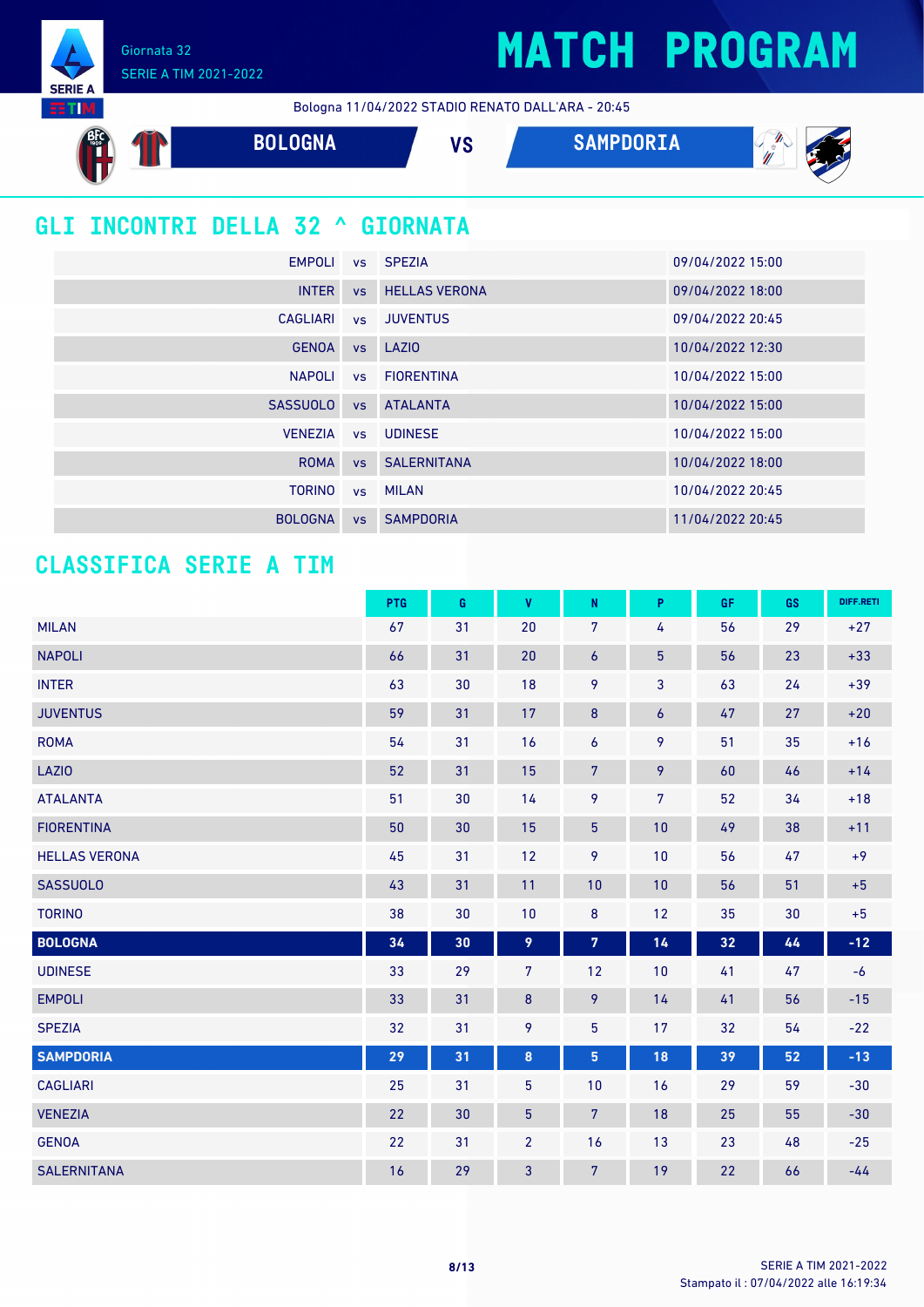Giornata 32
SERIE A TIM 2021-2022

# MATCH PROGRAM

Bologna 11/04/2022 STADIO RENATO DALL'ARA - 20:45

**BOLOGNA** VS **SAMPDORIA**

## GLI INCONTRI DELLA 32 ^ GIORNATA

| | | | |
|---|---|---|---|
| EMPOLI | vs | SPEZIA | 09/04/2022 15:00 |
| INTER | vs | HELLAS VERONA | 09/04/2022 18:00 |
| CAGLIARI | vs | JUVENTUS | 09/04/2022 20:45 |
| GENOA | vs | LAZIO | 10/04/2022 12:30 |
| NAPOLI | vs | FIORENTINA | 10/04/2022 15:00 |
| SASSUOLO | vs | ATALANTA | 10/04/2022 15:00 |
| VENEZIA | vs | UDINESE | 10/04/2022 15:00 |
| ROMA | vs | SALERNITANA | 10/04/2022 18:00 |
| TORINO | vs | MILAN | 10/04/2022 20:45 |
| BOLOGNA | vs | SAMPDORIA | 11/04/2022 20:45 |

## CLASSIFICA SERIE A TIM

| | PTG | G | V | N | P | GF | GS | DIFF.RETI |
|---|---|---|---|---|---|---|---|---|
| MILAN | 67 | 31 | 20 | 7 | 4 | 56 | 29 | +27 |
| NAPOLI | 66 | 31 | 20 | 6 | 5 | 56 | 23 | +33 |
| INTER | 63 | 30 | 18 | 9 | 3 | 63 | 24 | +39 |
| JUVENTUS | 59 | 31 | 17 | 8 | 6 | 47 | 27 | +20 |
| ROMA | 54 | 31 | 16 | 6 | 9 | 51 | 35 | +16 |
| LAZIO | 52 | 31 | 15 | 7 | 9 | 60 | 46 | +14 |
| ATALANTA | 51 | 30 | 14 | 9 | 7 | 52 | 34 | +18 |
| FIORENTINA | 50 | 30 | 15 | 5 | 10 | 49 | 38 | +11 |
| HELLAS VERONA | 45 | 31 | 12 | 9 | 10 | 56 | 47 | +9 |
| SASSUOLO | 43 | 31 | 11 | 10 | 10 | 56 | 51 | +5 |
| TORINO | 38 | 30 | 10 | 8 | 12 | 35 | 30 | +5 |
| **BOLOGNA** | **34** | **30** | **9** | **7** | **14** | **32** | **44** | **-12** |
| UDINESE | 33 | 29 | 7 | 12 | 10 | 41 | 47 | -6 |
| EMPOLI | 33 | 31 | 8 | 9 | 14 | 41 | 56 | -15 |
| SPEZIA | 32 | 31 | 9 | 5 | 17 | 32 | 54 | -22 |
| **SAMPDORIA** | **29** | **31** | **8** | **5** | **18** | **39** | **52** | **-13** |
| CAGLIARI | 25 | 31 | 5 | 10 | 16 | 29 | 59 | -30 |
| VENEZIA | 22 | 30 | 5 | 7 | 18 | 25 | 55 | -30 |
| GENOA | 22 | 31 | 2 | 16 | 13 | 23 | 48 | -25 |
| SALERNITANA | 16 | 29 | 3 | 7 | 19 | 22 | 66 | -44 |

SERIE A TIM 2021-2022
Stampato il : 07/04/2022 alle 16:19:34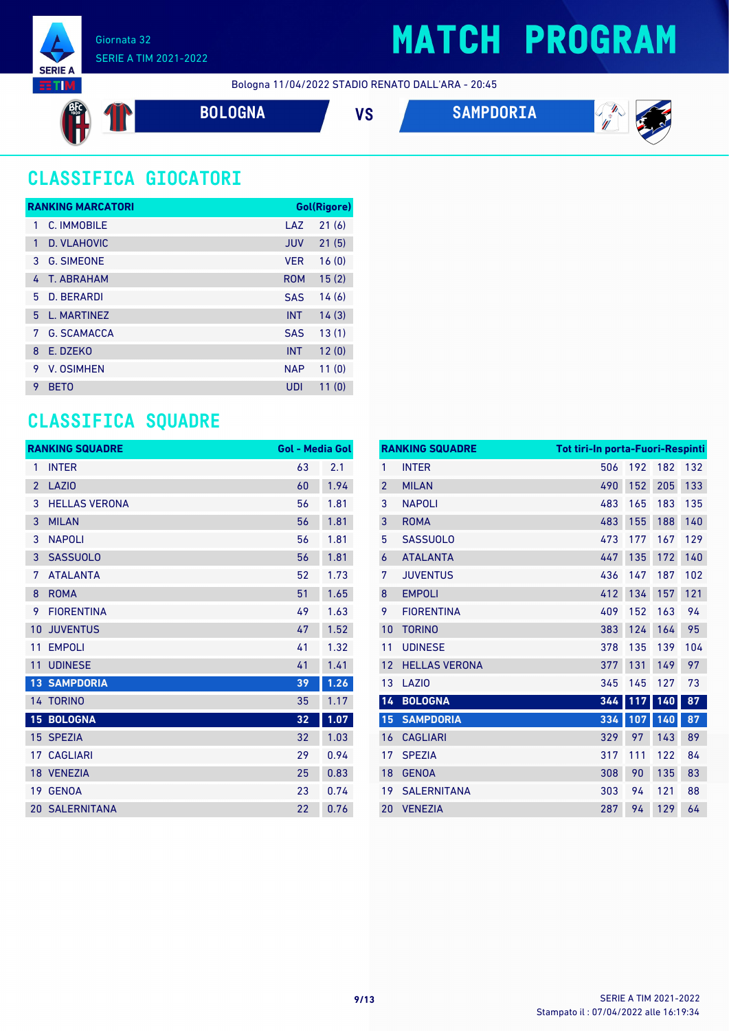Giornata 32
SERIE A TIM 2021-2022

# MATCH PROGRAM

Bologna 11/04/2022 STADIO RENATO DALL'ARA - 20:45

**BOLOGNA** VS **SAMPDORIA**

## CLASSIFICA GIOCATORI

| RANKING MARCATORI | | | Gol(Rigore) |
|---|---|---|---|
| 1 | C. IMMOBILE | LAZ | 21 (6) |
| 1 | D. VLAHOVIC | JUV | 21 (5) |
| 3 | G. SIMEONE | VER | 16 (0) |
| 4 | T. ABRAHAM | ROM | 15 (2) |
| 5 | D. BERARDI | SAS | 14 (6) |
| 5 | L. MARTINEZ | INT | 14 (3) |
| 7 | G. SCAMACCA | SAS | 13 (1) |
| 8 | E. DZEKO | INT | 12 (0) |
| 9 | V. OSIMHEN | NAP | 11 (0) |
| 9 | BETO | UDI | 11 (0) |

## CLASSIFICA SQUADRE

| RANKING SQUADRE | | Gol | Media Gol |
|---|---|---|---|
| 1 | INTER | 63 | 2.1 |
| 2 | LAZIO | 60 | 1.94 |
| 3 | HELLAS VERONA | 56 | 1.81 |
| 3 | MILAN | 56 | 1.81 |
| 3 | NAPOLI | 56 | 1.81 |
| 3 | SASSUOLO | 56 | 1.81 |
| 7 | ATALANTA | 52 | 1.73 |
| 8 | ROMA | 51 | 1.65 |
| 9 | FIORENTINA | 49 | 1.63 |
| 10 | JUVENTUS | 47 | 1.52 |
| 11 | EMPOLI | 41 | 1.32 |
| 11 | UDINESE | 41 | 1.41 |
| 13 | SAMPDORIA | 39 | 1.26 |
| 14 | TORINO | 35 | 1.17 |
| 15 | BOLOGNA | 32 | 1.07 |
| 15 | SPEZIA | 32 | 1.03 |
| 17 | CAGLIARI | 29 | 0.94 |
| 18 | VENEZIA | 25 | 0.83 |
| 19 | GENOA | 23 | 0.74 |
| 20 | SALERNITANA | 22 | 0.76 |

| RANKING SQUADRE | | Tot tiri | In porta | Fuori | Respinti |
|---|---|---|---|---|---|
| 1 | INTER | 506 | 192 | 182 | 132 |
| 2 | MILAN | 490 | 152 | 205 | 133 |
| 3 | NAPOLI | 483 | 165 | 183 | 135 |
| 3 | ROMA | 483 | 155 | 188 | 140 |
| 5 | SASSUOLO | 473 | 177 | 167 | 129 |
| 6 | ATALANTA | 447 | 135 | 172 | 140 |
| 7 | JUVENTUS | 436 | 147 | 187 | 102 |
| 8 | EMPOLI | 412 | 134 | 157 | 121 |
| 9 | FIORENTINA | 409 | 152 | 163 | 94 |
| 10 | TORINO | 383 | 124 | 164 | 95 |
| 11 | UDINESE | 378 | 135 | 139 | 104 |
| 12 | HELLAS VERONA | 377 | 131 | 149 | 97 |
| 13 | LAZIO | 345 | 145 | 127 | 73 |
| 14 | BOLOGNA | 344 | 117 | 140 | 87 |
| 15 | SAMPDORIA | 334 | 107 | 140 | 87 |
| 16 | CAGLIARI | 329 | 97 | 143 | 89 |
| 17 | SPEZIA | 317 | 111 | 122 | 84 |
| 18 | GENOA | 308 | 90 | 135 | 83 |
| 19 | SALERNITANA | 303 | 94 | 121 | 88 |
| 20 | VENEZIA | 287 | 94 | 129 | 64 |

Stampato il : 07/04/2022 alle 16:19:34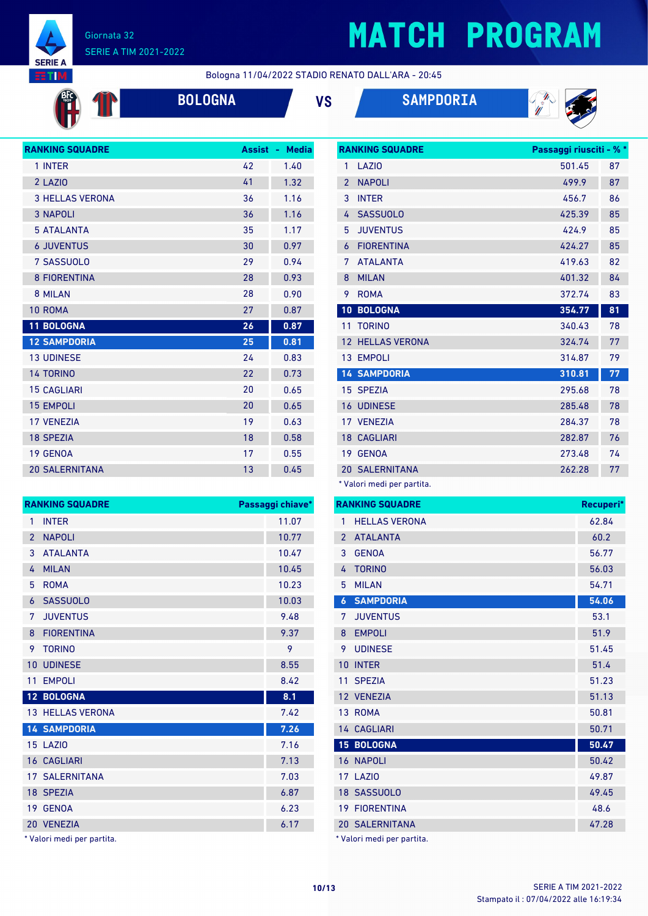# MATCH PROGRAM

Giornata 32
SERIE A TIM 2021-2022

Bologna 11/04/2022 STADIO RENATO DALL'ARA - 20:45

**BOLOGNA** VS **SAMPDORIA**

| RANKING SQUADRE | Assist | Media |
|---|---|---|
| 1 INTER | 42 | 1.40 |
| 2 LAZIO | 41 | 1.32 |
| 3 HELLAS VERONA | 36 | 1.16 |
| 3 NAPOLI | 36 | 1.16 |
| 5 ATALANTA | 35 | 1.17 |
| 6 JUVENTUS | 30 | 0.97 |
| 7 SASSUOLO | 29 | 0.94 |
| 8 FIORENTINA | 28 | 0.93 |
| 8 MILAN | 28 | 0.90 |
| 10 ROMA | 27 | 0.87 |
| **11 BOLOGNA** | **26** | **0.87** |
| **12 SAMPDORIA** | **25** | **0.81** |
| 13 UDINESE | 24 | 0.83 |
| 14 TORINO | 22 | 0.73 |
| 15 CAGLIARI | 20 | 0.65 |
| 15 EMPOLI | 20 | 0.65 |
| 17 VENEZIA | 19 | 0.63 |
| 18 SPEZIA | 18 | 0.58 |
| 19 GENOA | 17 | 0.55 |
| 20 SALERNITANA | 13 | 0.45 |

| RANKING SQUADRE | Passaggi riusciti | % * |
|---|---|---|
| 1 LAZIO | 501.45 | 87 |
| 2 NAPOLI | 499.9 | 87 |
| 3 INTER | 456.7 | 86 |
| 4 SASSUOLO | 425.39 | 85 |
| 5 JUVENTUS | 424.9 | 85 |
| 6 FIORENTINA | 424.27 | 85 |
| 7 ATALANTA | 419.63 | 82 |
| 8 MILAN | 401.32 | 84 |
| 9 ROMA | 372.74 | 83 |
| **10 BOLOGNA** | **354.77** | **81** |
| 11 TORINO | 340.43 | 78 |
| 12 HELLAS VERONA | 324.74 | 77 |
| 13 EMPOLI | 314.87 | 79 |
| **14 SAMPDORIA** | **310.81** | **77** |
| 15 SPEZIA | 295.68 | 78 |
| 16 UDINESE | 285.48 | 78 |
| 17 VENEZIA | 284.37 | 78 |
| 18 CAGLIARI | 282.87 | 76 |
| 19 GENOA | 273.48 | 74 |
| 20 SALERNITANA | 262.28 | 77 |

* Valori medi per partita.

| RANKING SQUADRE | Passaggi chiave* |
|---|---|
| 1 INTER | 11.07 |
| 2 NAPOLI | 10.77 |
| 3 ATALANTA | 10.47 |
| 4 MILAN | 10.45 |
| 5 ROMA | 10.23 |
| 6 SASSUOLO | 10.03 |
| 7 JUVENTUS | 9.48 |
| 8 FIORENTINA | 9.37 |
| 9 TORINO | 9 |
| 10 UDINESE | 8.55 |
| 11 EMPOLI | 8.42 |
| **12 BOLOGNA** | **8.1** |
| 13 HELLAS VERONA | 7.42 |
| **14 SAMPDORIA** | **7.26** |
| 15 LAZIO | 7.16 |
| 16 CAGLIARI | 7.13 |
| 17 SALERNITANA | 7.03 |
| 18 SPEZIA | 6.87 |
| 19 GENOA | 6.23 |
| 20 VENEZIA | 6.17 |

* Valori medi per partita.

| RANKING SQUADRE | Recuperi* |
|---|---|
| 1 HELLAS VERONA | 62.84 |
| 2 ATALANTA | 60.2 |
| 3 GENOA | 56.77 |
| 4 TORINO | 56.03 |
| 5 MILAN | 54.71 |
| **6 SAMPDORIA** | **54.06** |
| 7 JUVENTUS | 53.1 |
| 8 EMPOLI | 51.9 |
| 9 UDINESE | 51.45 |
| 10 INTER | 51.4 |
| 11 SPEZIA | 51.23 |
| 12 VENEZIA | 51.13 |
| 13 ROMA | 50.81 |
| 14 CAGLIARI | 50.71 |
| **15 BOLOGNA** | **50.47** |
| 16 NAPOLI | 50.42 |
| 17 LAZIO | 49.87 |
| 18 SASSUOLO | 49.45 |
| 19 FIORENTINA | 48.6 |
| 20 SALERNITANA | 47.28 |

* Valori medi per partita.

SERIE A TIM 2021-2022
Stampato il : 07/04/2022 alle 16:19:34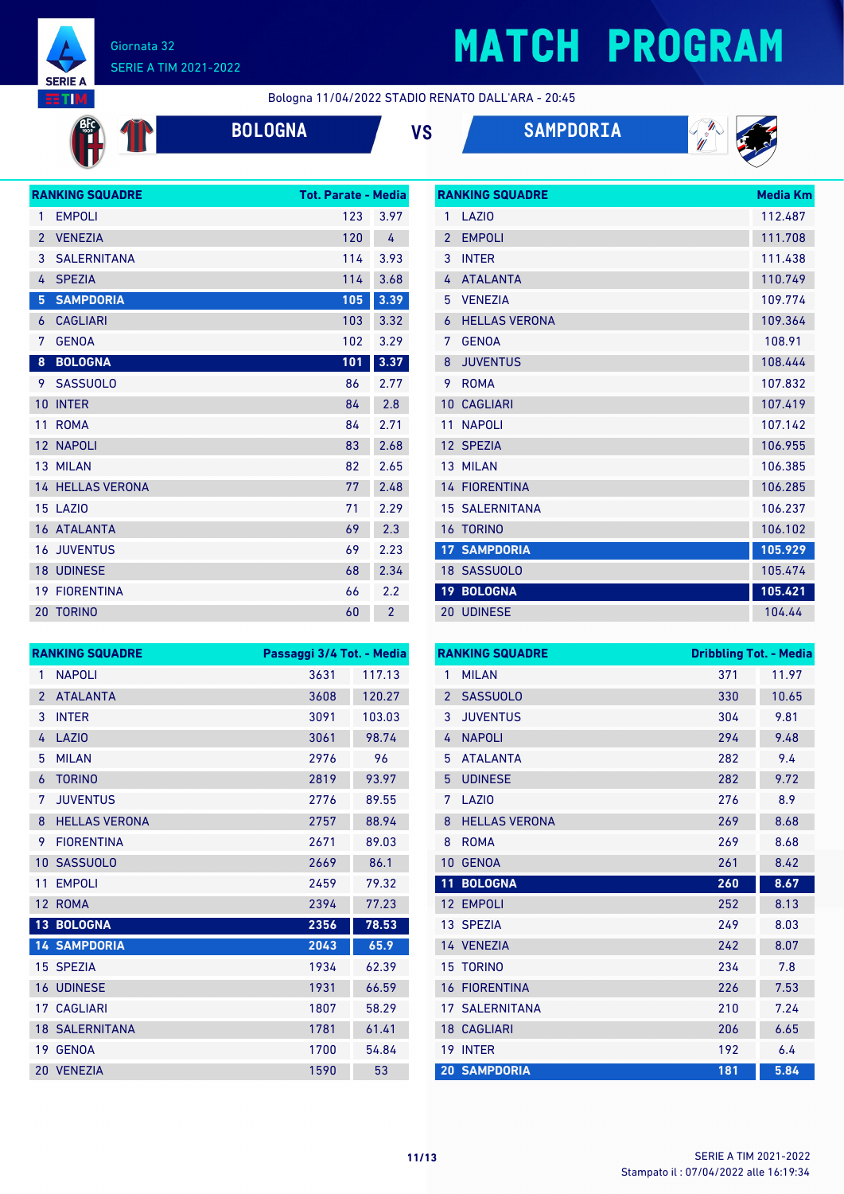# MATCH PROGRAM

Giornata 32
SERIE A TIM 2021-2022

Bologna 11/04/2022 STADIO RENATO DALL'ARA - 20:45

**BOLOGNA** VS **SAMPDORIA**

| RANKING SQUADRE | | Tot. Parate | Media |
|---|---|---|---|
| 1 | EMPOLI | 123 | 3.97 |
| 2 | VENEZIA | 120 | 4 |
| 3 | SALERNITANA | 114 | 3.93 |
| 4 | SPEZIA | 114 | 3.68 |
| 5 | **SAMPDORIA** | **105** | **3.39** |
| 6 | CAGLIARI | 103 | 3.32 |
| 7 | GENOA | 102 | 3.29 |
| 8 | **BOLOGNA** | **101** | **3.37** |
| 9 | SASSUOLO | 86 | 2.77 |
| 10 | INTER | 84 | 2.8 |
| 11 | ROMA | 84 | 2.71 |
| 12 | NAPOLI | 83 | 2.68 |
| 13 | MILAN | 82 | 2.65 |
| 14 | HELLAS VERONA | 77 | 2.48 |
| 15 | LAZIO | 71 | 2.29 |
| 16 | ATALANTA | 69 | 2.3 |
| 16 | JUVENTUS | 69 | 2.23 |
| 18 | UDINESE | 68 | 2.34 |
| 19 | FIORENTINA | 66 | 2.2 |
| 20 | TORINO | 60 | 2 |

| RANKING SQUADRE | | Media Km |
|---|---|---|
| 1 | LAZIO | 112.487 |
| 2 | EMPOLI | 111.708 |
| 3 | INTER | 111.438 |
| 4 | ATALANTA | 110.749 |
| 5 | VENEZIA | 109.774 |
| 6 | HELLAS VERONA | 109.364 |
| 7 | GENOA | 108.91 |
| 8 | JUVENTUS | 108.444 |
| 9 | ROMA | 107.832 |
| 10 | CAGLIARI | 107.419 |
| 11 | NAPOLI | 107.142 |
| 12 | SPEZIA | 106.955 |
| 13 | MILAN | 106.385 |
| 14 | FIORENTINA | 106.285 |
| 15 | SALERNITANA | 106.237 |
| 16 | TORINO | 106.102 |
| 17 | **SAMPDORIA** | **105.929** |
| 18 | SASSUOLO | 105.474 |
| 19 | **BOLOGNA** | **105.421** |
| 20 | UDINESE | 104.44 |

| RANKING SQUADRE | | Passaggi 3/4 Tot. | Media |
|---|---|---|---|
| 1 | NAPOLI | 3631 | 117.13 |
| 2 | ATALANTA | 3608 | 120.27 |
| 3 | INTER | 3091 | 103.03 |
| 4 | LAZIO | 3061 | 98.74 |
| 5 | MILAN | 2976 | 96 |
| 6 | TORINO | 2819 | 93.97 |
| 7 | JUVENTUS | 2776 | 89.55 |
| 8 | HELLAS VERONA | 2757 | 88.94 |
| 9 | FIORENTINA | 2671 | 89.03 |
| 10 | SASSUOLO | 2669 | 86.1 |
| 11 | EMPOLI | 2459 | 79.32 |
| 12 | ROMA | 2394 | 77.23 |
| 13 | **BOLOGNA** | **2356** | **78.53** |
| 14 | **SAMPDORIA** | **2043** | **65.9** |
| 15 | SPEZIA | 1934 | 62.39 |
| 16 | UDINESE | 1931 | 66.59 |
| 17 | CAGLIARI | 1807 | 58.29 |
| 18 | SALERNITANA | 1781 | 61.41 |
| 19 | GENOA | 1700 | 54.84 |
| 20 | VENEZIA | 1590 | 53 |

| RANKING SQUADRE | | Dribbling Tot. | Media |
|---|---|---|---|
| 1 | MILAN | 371 | 11.97 |
| 2 | SASSUOLO | 330 | 10.65 |
| 3 | JUVENTUS | 304 | 9.81 |
| 4 | NAPOLI | 294 | 9.48 |
| 5 | ATALANTA | 282 | 9.4 |
| 5 | UDINESE | 282 | 9.72 |
| 7 | LAZIO | 276 | 8.9 |
| 8 | HELLAS VERONA | 269 | 8.68 |
| 8 | ROMA | 269 | 8.68 |
| 10 | GENOA | 261 | 8.42 |
| 11 | **BOLOGNA** | **260** | **8.67** |
| 12 | EMPOLI | 252 | 8.13 |
| 13 | SPEZIA | 249 | 8.03 |
| 14 | VENEZIA | 242 | 8.07 |
| 15 | TORINO | 234 | 7.8 |
| 16 | FIORENTINA | 226 | 7.53 |
| 17 | SALERNITANA | 210 | 7.24 |
| 18 | CAGLIARI | 206 | 6.65 |
| 19 | INTER | 192 | 6.4 |
| 20 | **SAMPDORIA** | **181** | **5.84** |

SERIE A TIM 2021-2022
Stampato il : 07/04/2022 alle 16:19:34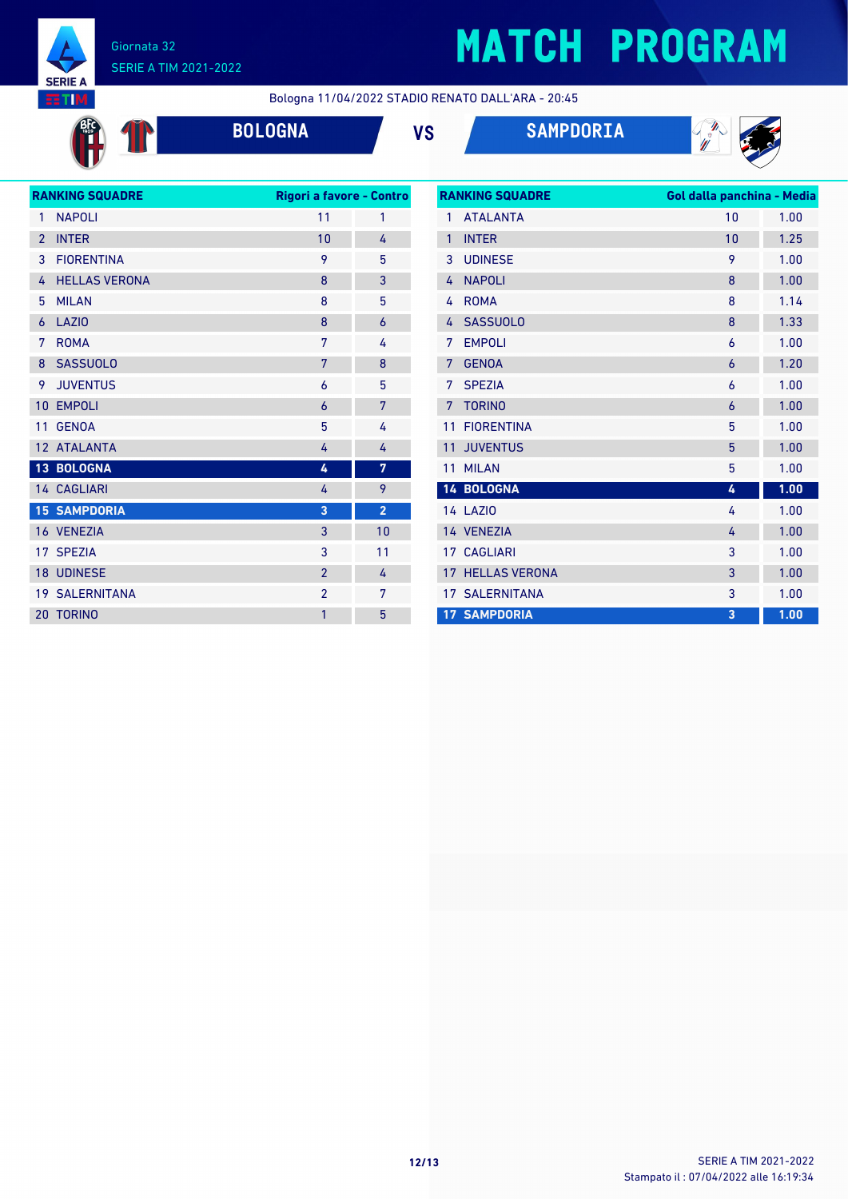# MATCH PROGRAM

Giornata 32
SERIE A TIM 2021-2022

Bologna 11/04/2022 STADIO RENATO DALL'ARA - 20:45

**BOLOGNA** VS **SAMPDORIA**

| RANKING SQUADRE | Rigori a favore | Contro |
|---|---|---|
| 1 NAPOLI | 11 | 1 |
| 2 INTER | 10 | 4 |
| 3 FIORENTINA | 9 | 5 |
| 4 HELLAS VERONA | 8 | 3 |
| 5 MILAN | 8 | 5 |
| 6 LAZIO | 8 | 6 |
| 7 ROMA | 7 | 4 |
| 8 SASSUOLO | 7 | 8 |
| 9 JUVENTUS | 6 | 5 |
| 10 EMPOLI | 6 | 7 |
| 11 GENOA | 5 | 4 |
| 12 ATALANTA | 4 | 4 |
| **13 BOLOGNA** | **4** | **7** |
| 14 CAGLIARI | 4 | 9 |
| **15 SAMPDORIA** | **3** | **2** |
| 16 VENEZIA | 3 | 10 |
| 17 SPEZIA | 3 | 11 |
| 18 UDINESE | 2 | 4 |
| 19 SALERNITANA | 2 | 7 |
| 20 TORINO | 1 | 5 |

| RANKING SQUADRE | Gol dalla panchina | Media |
|---|---|---|
| 1 ATALANTA | 10 | 1.00 |
| 1 INTER | 10 | 1.25 |
| 3 UDINESE | 9 | 1.00 |
| 4 NAPOLI | 8 | 1.00 |
| 4 ROMA | 8 | 1.14 |
| 4 SASSUOLO | 8 | 1.33 |
| 7 EMPOLI | 6 | 1.00 |
| 7 GENOA | 6 | 1.20 |
| 7 SPEZIA | 6 | 1.00 |
| 7 TORINO | 6 | 1.00 |
| 11 FIORENTINA | 5 | 1.00 |
| 11 JUVENTUS | 5 | 1.00 |
| 11 MILAN | 5 | 1.00 |
| **14 BOLOGNA** | **4** | **1.00** |
| 14 LAZIO | 4 | 1.00 |
| 14 VENEZIA | 4 | 1.00 |
| 17 CAGLIARI | 3 | 1.00 |
| 17 HELLAS VERONA | 3 | 1.00 |
| 17 SALERNITANA | 3 | 1.00 |
| **17 SAMPDORIA** | **3** | **1.00** |

Stampato il : 07/04/2022 alle 16:19:34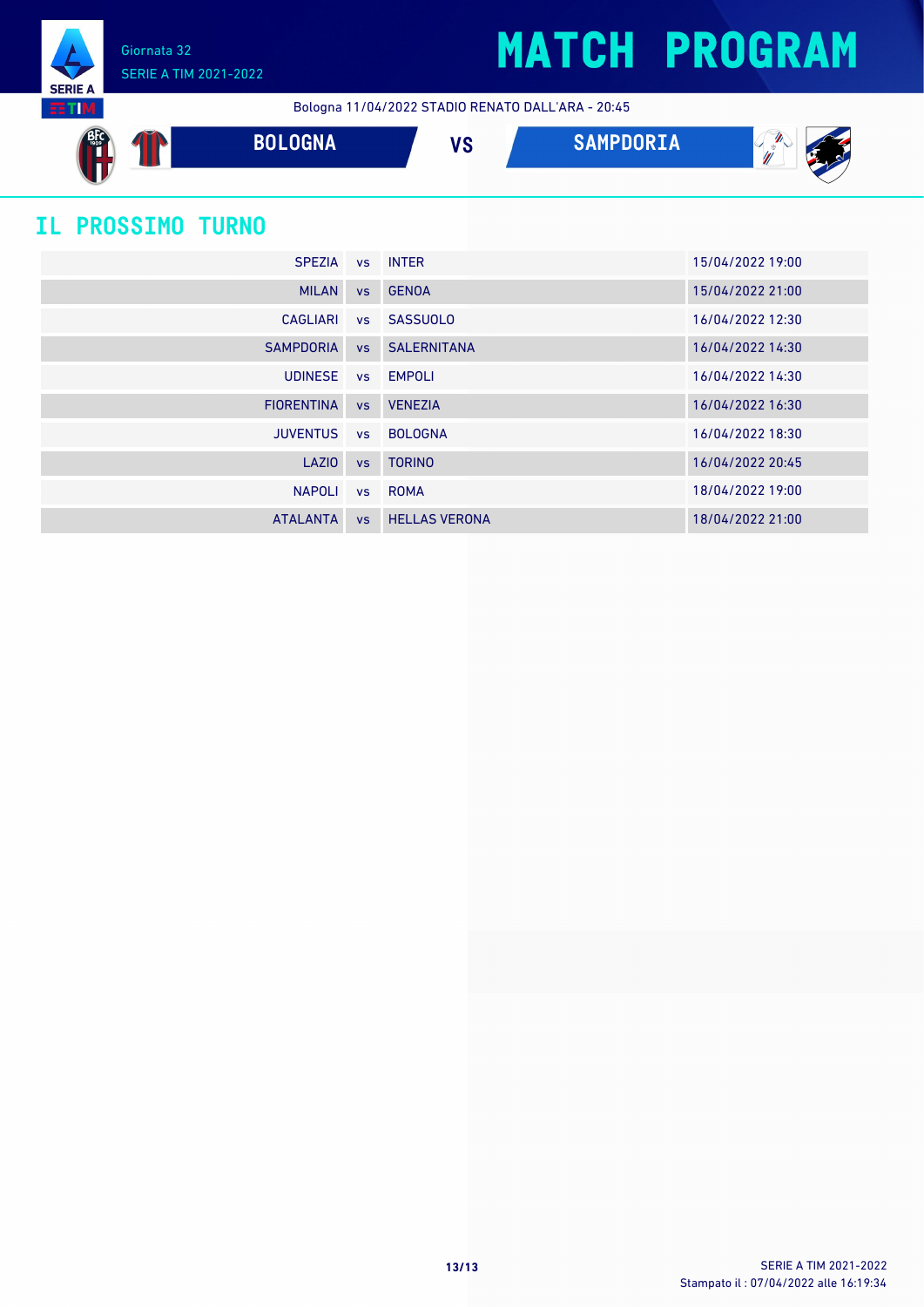# MATCH PROGRAM

Giornata 32
SERIE A TIM 2021-2022

Bologna 11/04/2022 STADIO RENATO DALL'ARA - 20:45

**BOLOGNA** VS **SAMPDORIA**

## IL PROSSIMO TURNO

| | | | |
|---|---|---|---|
| SPEZIA | vs | INTER | 15/04/2022 19:00 |
| MILAN | vs | GENOA | 15/04/2022 21:00 |
| CAGLIARI | vs | SASSUOLO | 16/04/2022 12:30 |
| SAMPDORIA | vs | SALERNITANA | 16/04/2022 14:30 |
| UDINESE | vs | EMPOLI | 16/04/2022 14:30 |
| FIORENTINA | vs | VENEZIA | 16/04/2022 16:30 |
| JUVENTUS | vs | BOLOGNA | 16/04/2022 18:30 |
| LAZIO | vs | TORINO | 16/04/2022 20:45 |
| NAPOLI | vs | ROMA | 18/04/2022 19:00 |
| ATALANTA | vs | HELLAS VERONA | 18/04/2022 21:00 |

SERIE A TIM 2021-2022
Stampato il : 07/04/2022 alle 16:19:34